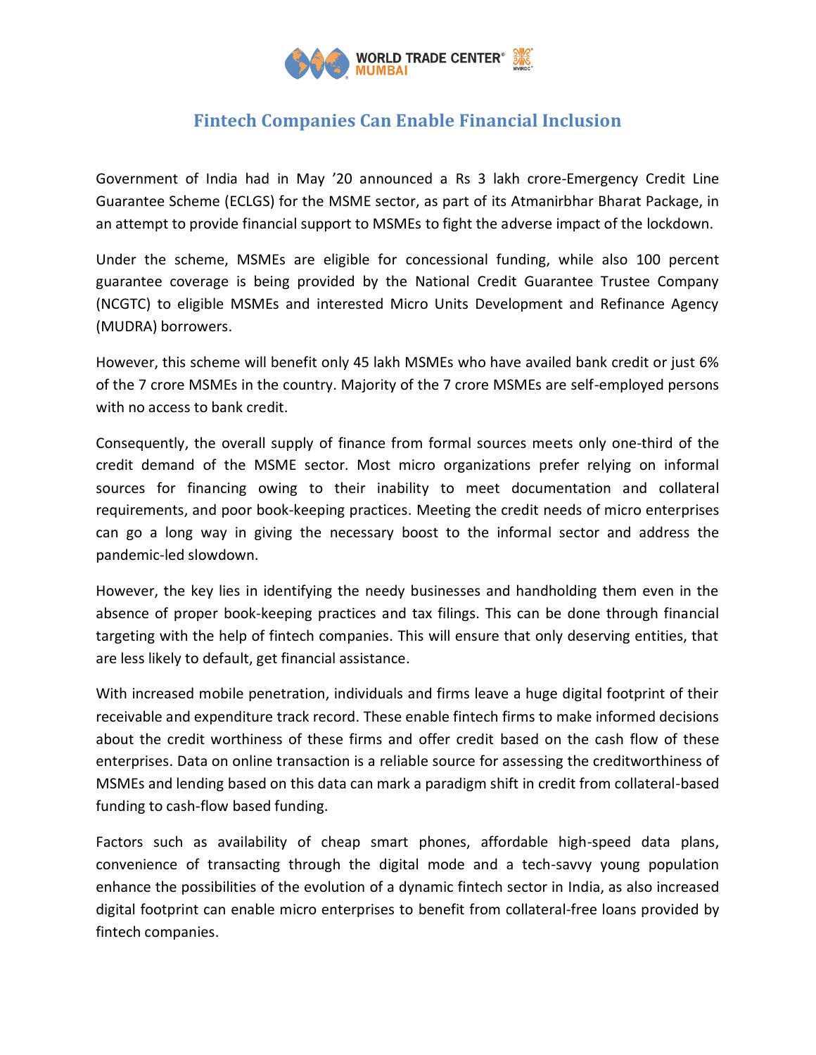# Fintech Companies Can Enable Financial Inclusion

Government of India had in May '20 announced a Rs 3 lakh crore-Emergency Credit Line Guarantee Scheme (ECLGS) for the MSME sector, as part of its Atmanirbhar Bharat Package, in an attempt to provide financial support to MSMEs to fight the adverse impact of the lockdown.

Under the scheme, MSMEs are eligible for concessional funding, while also 100 percent guarantee coverage is being provided by the National Credit Guarantee Trustee Company (NCGTC) to eligible MSMEs and interested Micro Units Development and Refinance Agency (MUDRA) borrowers.

However, this scheme will benefit only 45 lakh MSMEs who have availed bank credit or just 6% of the 7 crore MSMEs in the country. Majority of the 7 crore MSMEs are self-employed persons with no access to bank credit.

Consequently, the overall supply of finance from formal sources meets only one-third of the credit demand of the MSME sector. Most micro organizations prefer relying on informal sources for financing owing to their inability to meet documentation and collateral requirements, and poor book-keeping practices. Meeting the credit needs of micro enterprises can go a long way in giving the necessary boost to the informal sector and address the pandemic-led slowdown.

However, the key lies in identifying the needy businesses and handholding them even in the absence of proper book-keeping practices and tax filings. This can be done through financial targeting with the help of fintech companies. This will ensure that only deserving entities, that are less likely to default, get financial assistance.

With increased mobile penetration, individuals and firms leave a huge digital footprint of their receivable and expenditure track record. These enable fintech firms to make informed decisions about the credit worthiness of these firms and offer credit based on the cash flow of these enterprises. Data on online transaction is a reliable source for assessing the creditworthiness of MSMEs and lending based on this data can mark a paradigm shift in credit from collateral-based funding to cash-flow based funding.

Factors such as availability of cheap smart phones, affordable high-speed data plans, convenience of transacting through the digital mode and a tech-savvy young population enhance the possibilities of the evolution of a dynamic fintech sector in India, as also increased digital footprint can enable micro enterprises to benefit from collateral-free loans provided by fintech companies.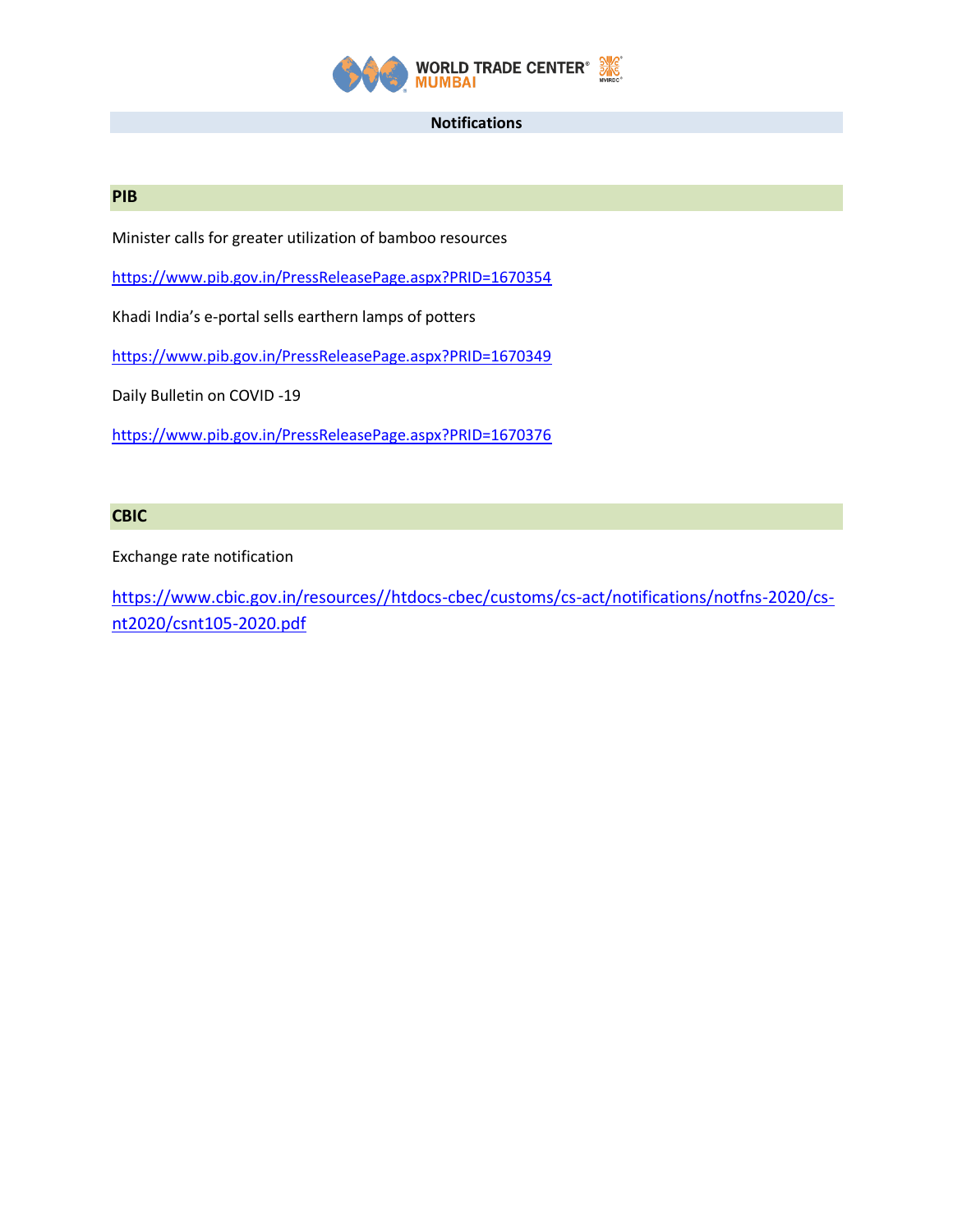## Notifications

### PIB

Minister calls for greater utilization of bamboo resources

https://www.pib.gov.in/PressReleasePage.aspx?PRID=1670354

Khadi India's e-portal sells earthern lamps of potters

https://www.pib.gov.in/PressReleasePage.aspx?PRID=1670349

Daily Bulletin on COVID -19

https://www.pib.gov.in/PressReleasePage.aspx?PRID=1670376

### CBIC

Exchange rate notification

https://www.cbic.gov.in/resources//htdocs-cbec/customs/cs-act/notifications/notfns-2020/cs-nt2020/csnt105-2020.pdf